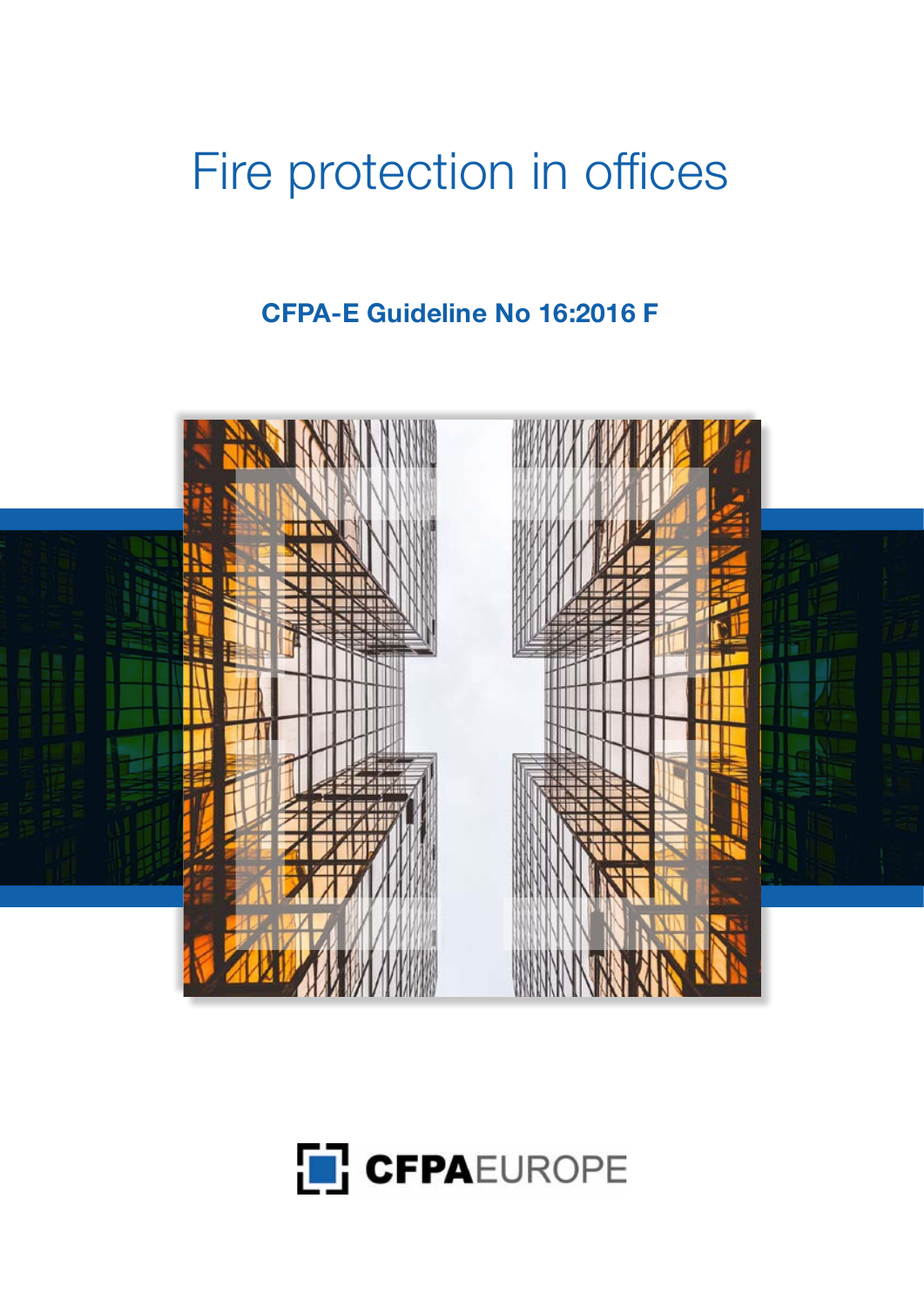# Fire protection in offices

**CFPA-E Guideline No 16:2016 F**

CFPAEUROPE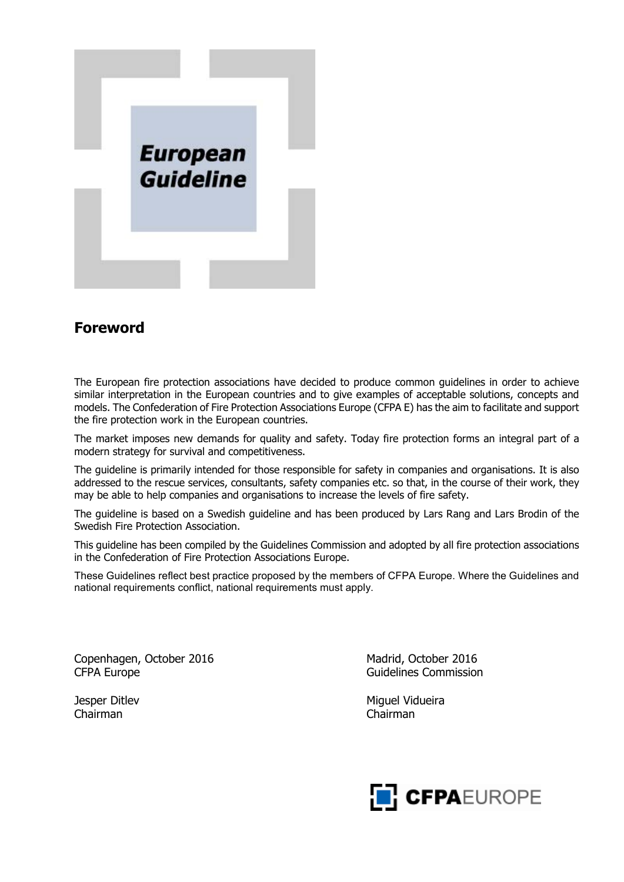**European Guideline**

## Foreword

The European fire protection associations have decided to produce common guidelines in order to achieve similar interpretation in the European countries and to give examples of acceptable solutions, concepts and models. The Confederation of Fire Protection Associations Europe (CFPA E) has the aim to facilitate and support the fire protection work in the European countries.

The market imposes new demands for quality and safety. Today fire protection forms an integral part of a modern strategy for survival and competitiveness.

The guideline is primarily intended for those responsible for safety in companies and organisations. It is also addressed to the rescue services, consultants, safety companies etc. so that, in the course of their work, they may be able to help companies and organisations to increase the levels of fire safety.

The guideline is based on a Swedish guideline and has been produced by Lars Rang and Lars Brodin of the Swedish Fire Protection Association.

This guideline has been compiled by the Guidelines Commission and adopted by all fire protection associations in the Confederation of Fire Protection Associations Europe.

These Guidelines reflect best practice proposed by the members of CFPA Europe. Where the Guidelines and national requirements conflict, national requirements must apply.

Copenhagen, October 2016
CFPA Europe

Jesper Ditlev
Chairman

Madrid, October 2016
Guidelines Commission

Miguel Vidueira
Chairman

CFPAEUROPE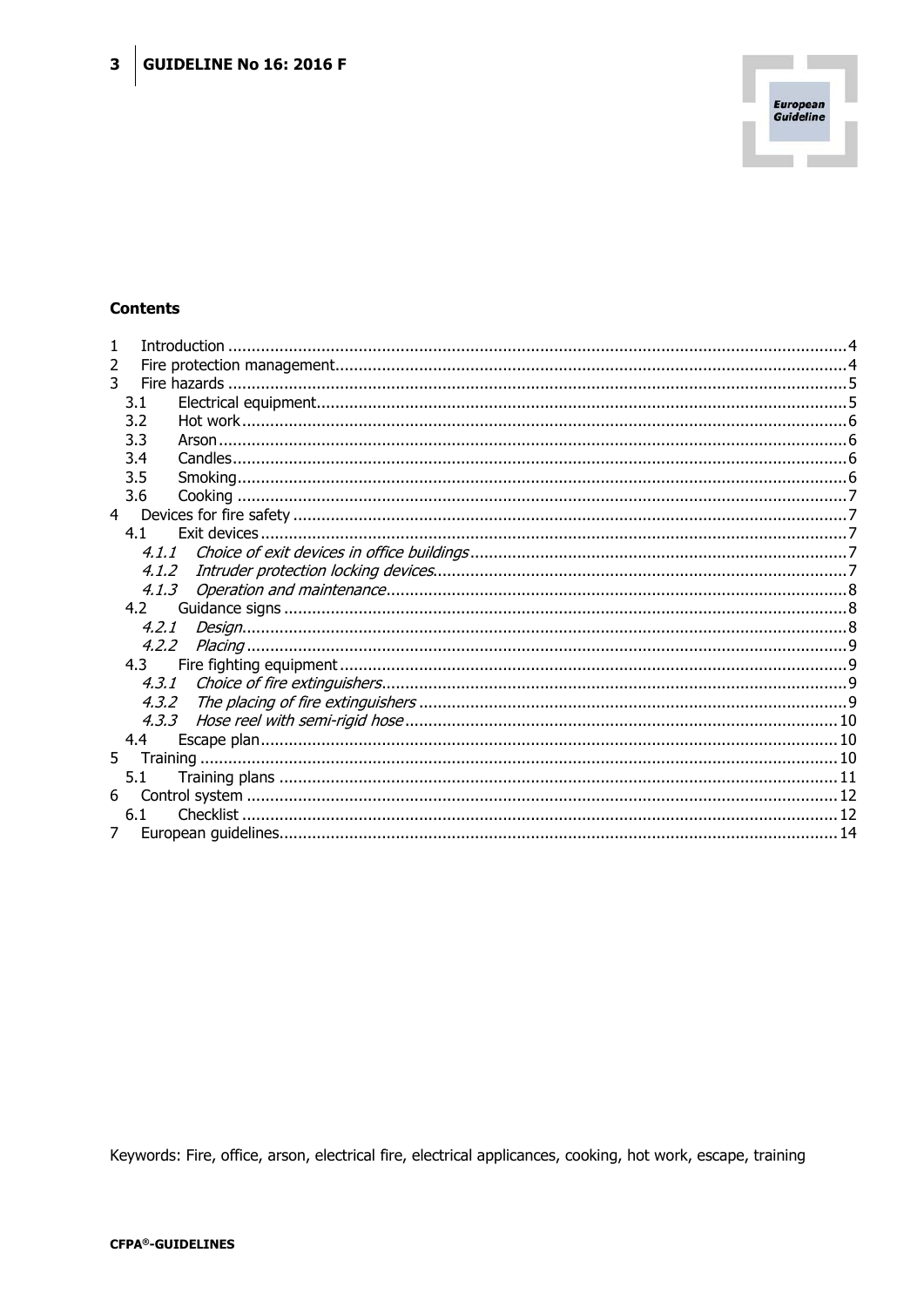**Contents**

1 Introduction ..... 4
2 Fire protection management ..... 4
3 Fire hazards ..... 5
  3.1 Electrical equipment ..... 5
  3.2 Hot work ..... 6
  3.3 Arson ..... 6
  3.4 Candles ..... 6
  3.5 Smoking ..... 6
  3.6 Cooking ..... 7
4 Devices for fire safety ..... 7
  4.1 Exit devices ..... 7
    *4.1.1 Choice of exit devices in office buildings* ..... 7
    *4.1.2 Intruder protection locking devices* ..... 7
    *4.1.3 Operation and maintenance* ..... 8
  4.2 Guidance signs ..... 8
    *4.2.1 Design* ..... 8
    *4.2.2 Placing* ..... 9
  4.3 Fire fighting equipment ..... 9
    *4.3.1 Choice of fire extinguishers* ..... 9
    *4.3.2 The placing of fire extinguishers* ..... 9
    *4.3.3 Hose reel with semi-rigid hose* ..... 10
  4.4 Escape plan ..... 10
5 Training ..... 10
  5.1 Training plans ..... 11
6 Control system ..... 12
  6.1 Checklist ..... 12
7 European guidelines ..... 14

Keywords: Fire, office, arson, electrical fire, electrical applicances, cooking, hot work, escape, training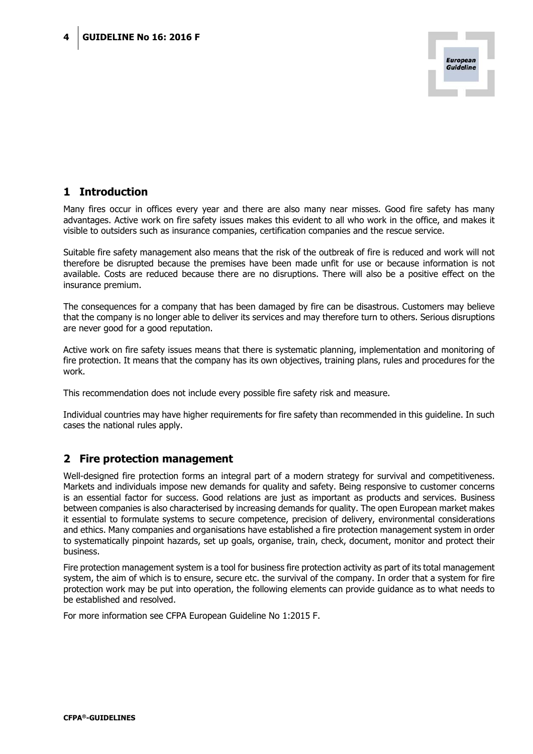## 1 Introduction

Many fires occur in offices every year and there are also many near misses. Good fire safety has many advantages. Active work on fire safety issues makes this evident to all who work in the office, and makes it visible to outsiders such as insurance companies, certification companies and the rescue service.

Suitable fire safety management also means that the risk of the outbreak of fire is reduced and work will not therefore be disrupted because the premises have been made unfit for use or because information is not available. Costs are reduced because there are no disruptions. There will also be a positive effect on the insurance premium.

The consequences for a company that has been damaged by fire can be disastrous. Customers may believe that the company is no longer able to deliver its services and may therefore turn to others. Serious disruptions are never good for a good reputation.

Active work on fire safety issues means that there is systematic planning, implementation and monitoring of fire protection. It means that the company has its own objectives, training plans, rules and procedures for the work.

This recommendation does not include every possible fire safety risk and measure.

Individual countries may have higher requirements for fire safety than recommended in this guideline. In such cases the national rules apply.

## 2 Fire protection management

Well-designed fire protection forms an integral part of a modern strategy for survival and competitiveness. Markets and individuals impose new demands for quality and safety. Being responsive to customer concerns is an essential factor for success. Good relations are just as important as products and services. Business between companies is also characterised by increasing demands for quality. The open European market makes it essential to formulate systems to secure competence, precision of delivery, environmental considerations and ethics. Many companies and organisations have established a fire protection management system in order to systematically pinpoint hazards, set up goals, organise, train, check, document, monitor and protect their business.

Fire protection management system is a tool for business fire protection activity as part of its total management system, the aim of which is to ensure, secure etc. the survival of the company. In order that a system for fire protection work may be put into operation, the following elements can provide guidance as to what needs to be established and resolved.

For more information see CFPA European Guideline No 1:2015 F.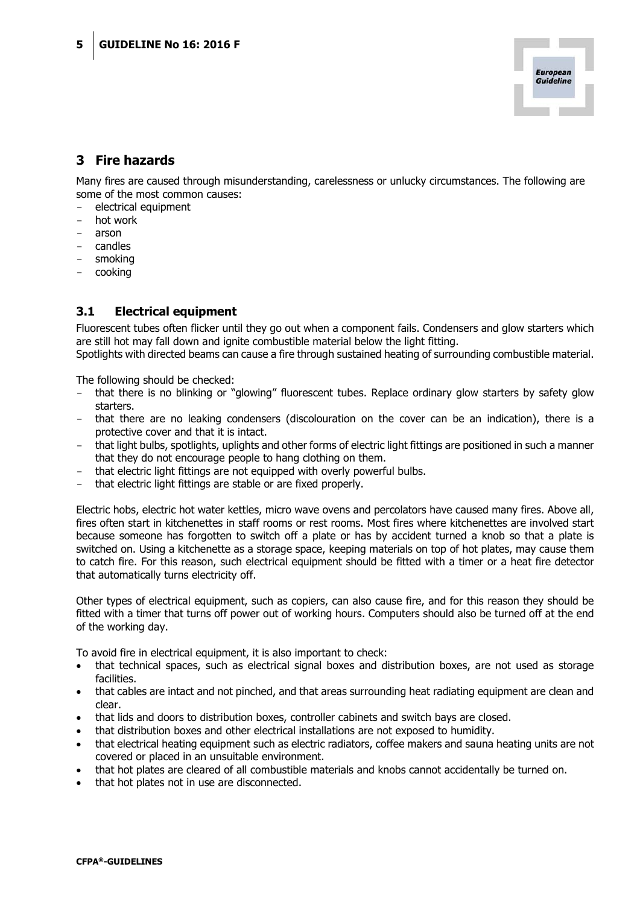## 3 Fire hazards

Many fires are caused through misunderstanding, carelessness or unlucky circumstances. The following are some of the most common causes:

- electrical equipment
- hot work
- arson
- candles
- smoking
- cooking

### 3.1 Electrical equipment

Fluorescent tubes often flicker until they go out when a component fails. Condensers and glow starters which are still hot may fall down and ignite combustible material below the light fitting.
Spotlights with directed beams can cause a fire through sustained heating of surrounding combustible material.

The following should be checked:

- that there is no blinking or "glowing" fluorescent tubes. Replace ordinary glow starters by safety glow starters.
- that there are no leaking condensers (discolouration on the cover can be an indication), there is a protective cover and that it is intact.
- that light bulbs, spotlights, uplights and other forms of electric light fittings are positioned in such a manner that they do not encourage people to hang clothing on them.
- that electric light fittings are not equipped with overly powerful bulbs.
- that electric light fittings are stable or are fixed properly.

Electric hobs, electric hot water kettles, micro wave ovens and percolators have caused many fires. Above all, fires often start in kitchenettes in staff rooms or rest rooms. Most fires where kitchenettes are involved start because someone has forgotten to switch off a plate or has by accident turned a knob so that a plate is switched on. Using a kitchenette as a storage space, keeping materials on top of hot plates, may cause them to catch fire. For this reason, such electrical equipment should be fitted with a timer or a heat fire detector that automatically turns electricity off.

Other types of electrical equipment, such as copiers, can also cause fire, and for this reason they should be fitted with a timer that turns off power out of working hours. Computers should also be turned off at the end of the working day.

To avoid fire in electrical equipment, it is also important to check:

- that technical spaces, such as electrical signal boxes and distribution boxes, are not used as storage facilities.
- that cables are intact and not pinched, and that areas surrounding heat radiating equipment are clean and clear.
- that lids and doors to distribution boxes, controller cabinets and switch bays are closed.
- that distribution boxes and other electrical installations are not exposed to humidity.
- that electrical heating equipment such as electric radiators, coffee makers and sauna heating units are not covered or placed in an unsuitable environment.
- that hot plates are cleared of all combustible materials and knobs cannot accidentally be turned on.
- that hot plates not in use are disconnected.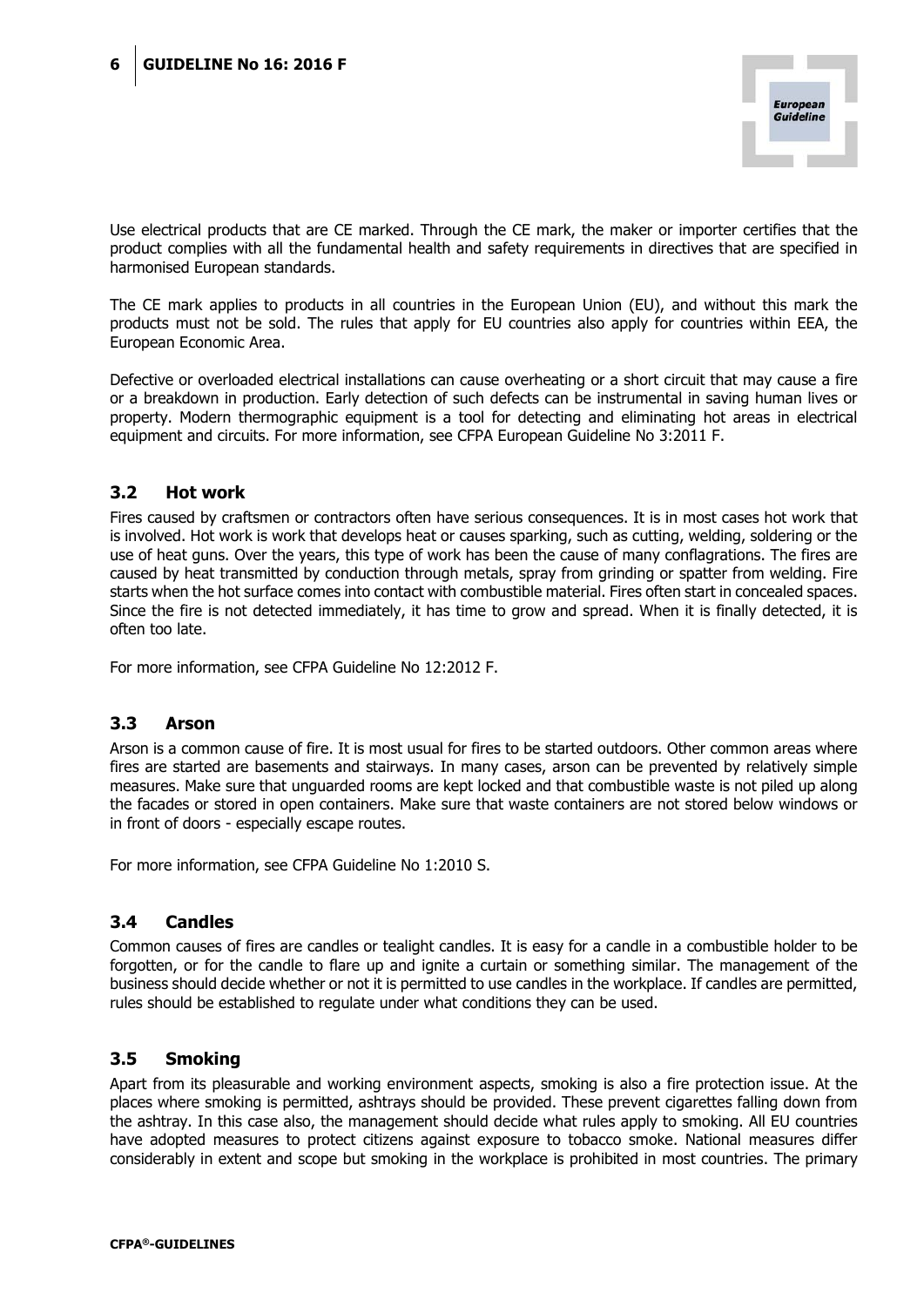Use electrical products that are CE marked. Through the CE mark, the maker or importer certifies that the product complies with all the fundamental health and safety requirements in directives that are specified in harmonised European standards.

The CE mark applies to products in all countries in the European Union (EU), and without this mark the products must not be sold. The rules that apply for EU countries also apply for countries within EEA, the European Economic Area.

Defective or overloaded electrical installations can cause overheating or a short circuit that may cause a fire or a breakdown in production. Early detection of such defects can be instrumental in saving human lives or property. Modern thermographic equipment is a tool for detecting and eliminating hot areas in electrical equipment and circuits. For more information, see CFPA European Guideline No 3:2011 F.

## 3.2 Hot work

Fires caused by craftsmen or contractors often have serious consequences. It is in most cases hot work that is involved. Hot work is work that develops heat or causes sparking, such as cutting, welding, soldering or the use of heat guns. Over the years, this type of work has been the cause of many conflagrations. The fires are caused by heat transmitted by conduction through metals, spray from grinding or spatter from welding. Fire starts when the hot surface comes into contact with combustible material. Fires often start in concealed spaces. Since the fire is not detected immediately, it has time to grow and spread. When it is finally detected, it is often too late.

For more information, see CFPA Guideline No 12:2012 F.

## 3.3 Arson

Arson is a common cause of fire. It is most usual for fires to be started outdoors. Other common areas where fires are started are basements and stairways. In many cases, arson can be prevented by relatively simple measures. Make sure that unguarded rooms are kept locked and that combustible waste is not piled up along the facades or stored in open containers. Make sure that waste containers are not stored below windows or in front of doors - especially escape routes.

For more information, see CFPA Guideline No 1:2010 S.

## 3.4 Candles

Common causes of fires are candles or tealight candles. It is easy for a candle in a combustible holder to be forgotten, or for the candle to flare up and ignite a curtain or something similar. The management of the business should decide whether or not it is permitted to use candles in the workplace. If candles are permitted, rules should be established to regulate under what conditions they can be used.

## 3.5 Smoking

Apart from its pleasurable and working environment aspects, smoking is also a fire protection issue. At the places where smoking is permitted, ashtrays should be provided. These prevent cigarettes falling down from the ashtray. In this case also, the management should decide what rules apply to smoking. All EU countries have adopted measures to protect citizens against exposure to tobacco smoke. National measures differ considerably in extent and scope but smoking in the workplace is prohibited in most countries. The primary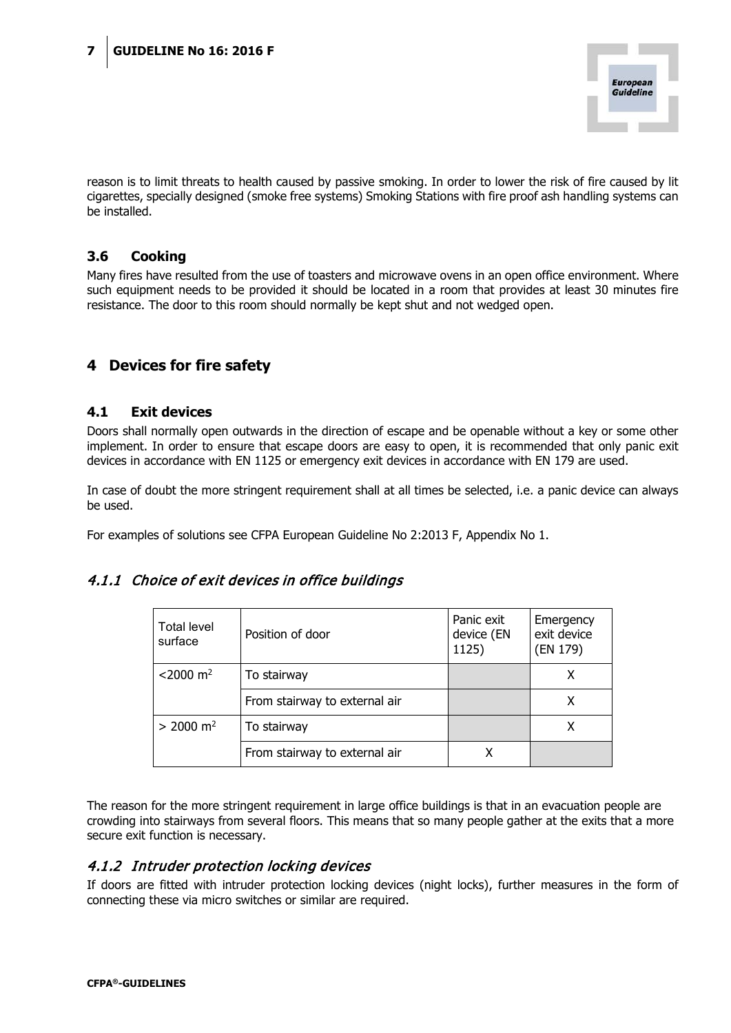reason is to limit threats to health caused by passive smoking. In order to lower the risk of fire caused by lit cigarettes, specially designed (smoke free systems) Smoking Stations with fire proof ash handling systems can be installed.

### 3.6 Cooking

Many fires have resulted from the use of toasters and microwave ovens in an open office environment. Where such equipment needs to be provided it should be located in a room that provides at least 30 minutes fire resistance. The door to this room should normally be kept shut and not wedged open.

## 4 Devices for fire safety

### 4.1 Exit devices

Doors shall normally open outwards in the direction of escape and be openable without a key or some other implement. In order to ensure that escape doors are easy to open, it is recommended that only panic exit devices in accordance with EN 1125 or emergency exit devices in accordance with EN 179 are used.

In case of doubt the more stringent requirement shall at all times be selected, i.e. a panic device can always be used.

For examples of solutions see CFPA European Guideline No 2:2013 F, Appendix No 1.

#### *4.1.1 Choice of exit devices in office buildings*

| Total level surface | Position of door | Panic exit device (EN 1125) | Emergency exit device (EN 179) |
|---|---|---|---|
| <2000 m² | To stairway | | X |
| | From stairway to external air | | X |
| > 2000 m² | To stairway | | X |
| | From stairway to external air | X | |

The reason for the more stringent requirement in large office buildings is that in an evacuation people are crowding into stairways from several floors. This means that so many people gather at the exits that a more secure exit function is necessary.

#### *4.1.2 Intruder protection locking devices*

If doors are fitted with intruder protection locking devices (night locks), further measures in the form of connecting these via micro switches or similar are required.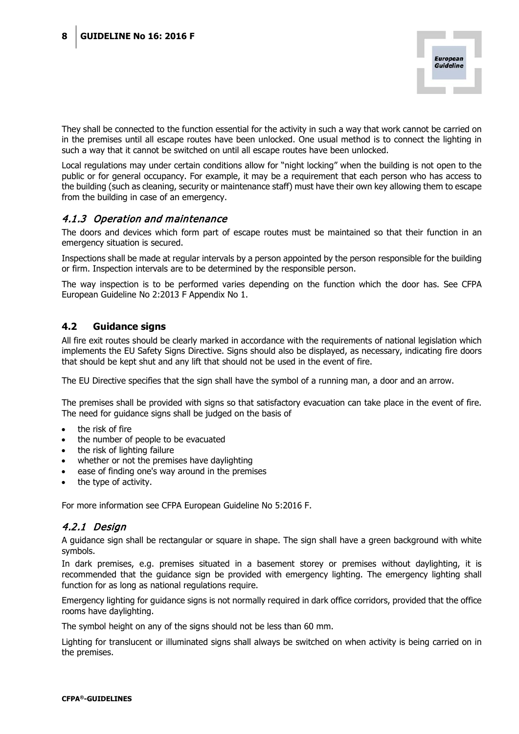They shall be connected to the function essential for the activity in such a way that work cannot be carried on in the premises until all escape routes have been unlocked. One usual method is to connect the lighting in such a way that it cannot be switched on until all escape routes have been unlocked.

Local regulations may under certain conditions allow for "night locking" when the building is not open to the public or for general occupancy. For example, it may be a requirement that each person who has access to the building (such as cleaning, security or maintenance staff) must have their own key allowing them to escape from the building in case of an emergency.

### *4.1.3 Operation and maintenance*

The doors and devices which form part of escape routes must be maintained so that their function in an emergency situation is secured.

Inspections shall be made at regular intervals by a person appointed by the person responsible for the building or firm. Inspection intervals are to be determined by the responsible person.

The way inspection is to be performed varies depending on the function which the door has. See CFPA European Guideline No 2:2013 F Appendix No 1.

## 4.2 Guidance signs

All fire exit routes should be clearly marked in accordance with the requirements of national legislation which implements the EU Safety Signs Directive. Signs should also be displayed, as necessary, indicating fire doors that should be kept shut and any lift that should not be used in the event of fire.

The EU Directive specifies that the sign shall have the symbol of a running man, a door and an arrow.

The premises shall be provided with signs so that satisfactory evacuation can take place in the event of fire. The need for guidance signs shall be judged on the basis of

- the risk of fire
- the number of people to be evacuated
- the risk of lighting failure
- whether or not the premises have daylighting
- ease of finding one's way around in the premises
- the type of activity.

For more information see CFPA European Guideline No 5:2016 F.

### *4.2.1 Design*

A guidance sign shall be rectangular or square in shape. The sign shall have a green background with white symbols.

In dark premises, e.g. premises situated in a basement storey or premises without daylighting, it is recommended that the guidance sign be provided with emergency lighting. The emergency lighting shall function for as long as national regulations require.

Emergency lighting for guidance signs is not normally required in dark office corridors, provided that the office rooms have daylighting.

The symbol height on any of the signs should not be less than 60 mm.

Lighting for translucent or illuminated signs shall always be switched on when activity is being carried on in the premises.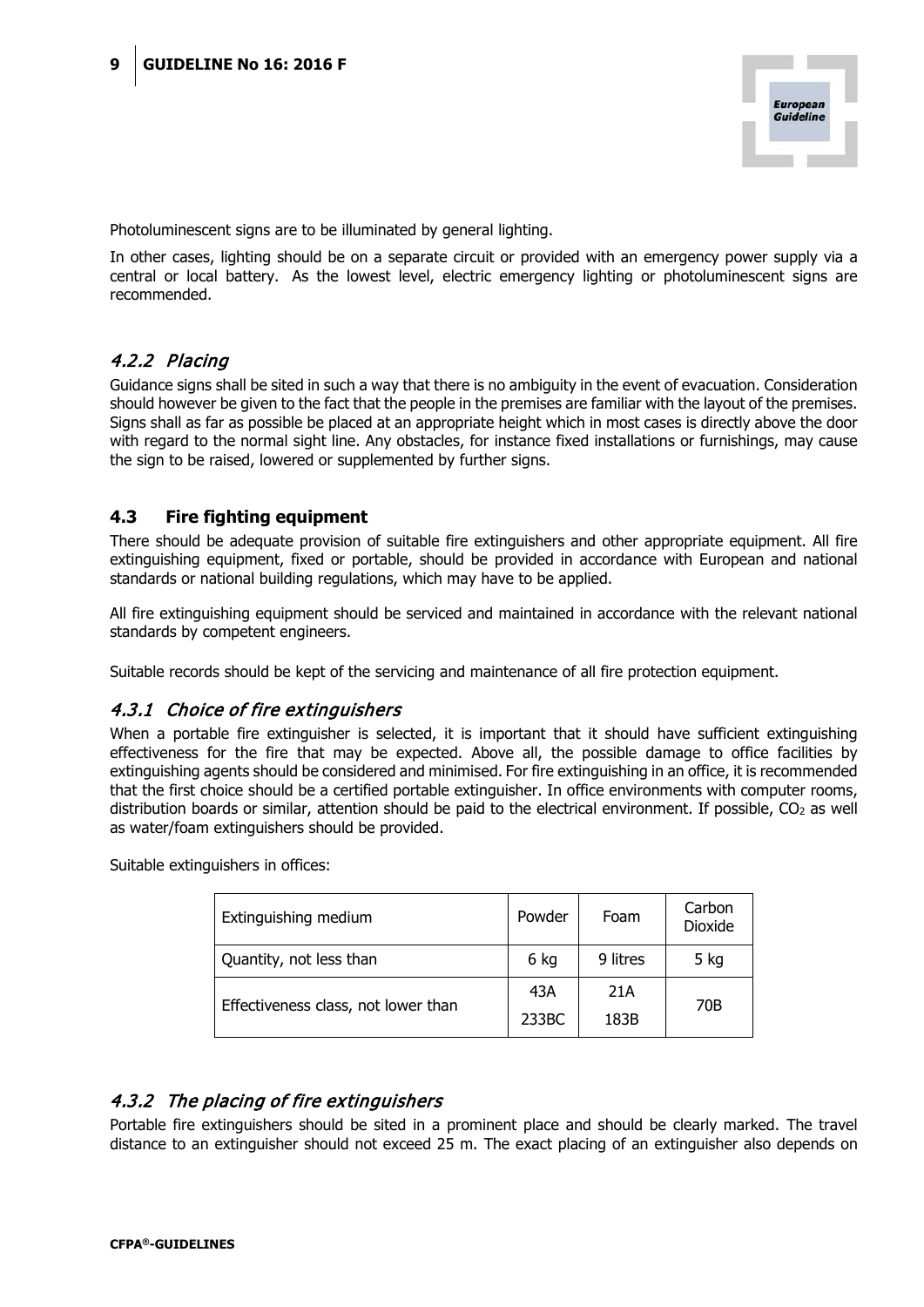Photoluminescent signs are to be illuminated by general lighting.

In other cases, lighting should be on a separate circuit or provided with an emergency power supply via a central or local battery. As the lowest level, electric emergency lighting or photoluminescent signs are recommended.

### *4.2.2 Placing*

Guidance signs shall be sited in such a way that there is no ambiguity in the event of evacuation. Consideration should however be given to the fact that the people in the premises are familiar with the layout of the premises. Signs shall as far as possible be placed at an appropriate height which in most cases is directly above the door with regard to the normal sight line. Any obstacles, for instance fixed installations or furnishings, may cause the sign to be raised, lowered or supplemented by further signs.

## 4.3 Fire fighting equipment

There should be adequate provision of suitable fire extinguishers and other appropriate equipment. All fire extinguishing equipment, fixed or portable, should be provided in accordance with European and national standards or national building regulations, which may have to be applied.

All fire extinguishing equipment should be serviced and maintained in accordance with the relevant national standards by competent engineers.

Suitable records should be kept of the servicing and maintenance of all fire protection equipment.

### *4.3.1 Choice of fire extinguishers*

When a portable fire extinguisher is selected, it is important that it should have sufficient extinguishing effectiveness for the fire that may be expected. Above all, the possible damage to office facilities by extinguishing agents should be considered and minimised. For fire extinguishing in an office, it is recommended that the first choice should be a certified portable extinguisher. In office environments with computer rooms, distribution boards or similar, attention should be paid to the electrical environment. If possible, $CO_2$ as well as water/foam extinguishers should be provided.

Suitable extinguishers in offices:

| Extinguishing medium | Powder | Foam | Carbon Dioxide |
|---|---|---|---|
| Quantity, not less than | 6 kg | 9 litres | 5 kg |
| Effectiveness class, not lower than | 43A<br>233BC | 21A<br>183B | 70B |

### *4.3.2 The placing of fire extinguishers*

Portable fire extinguishers should be sited in a prominent place and should be clearly marked. The travel distance to an extinguisher should not exceed 25 m. The exact placing of an extinguisher also depends on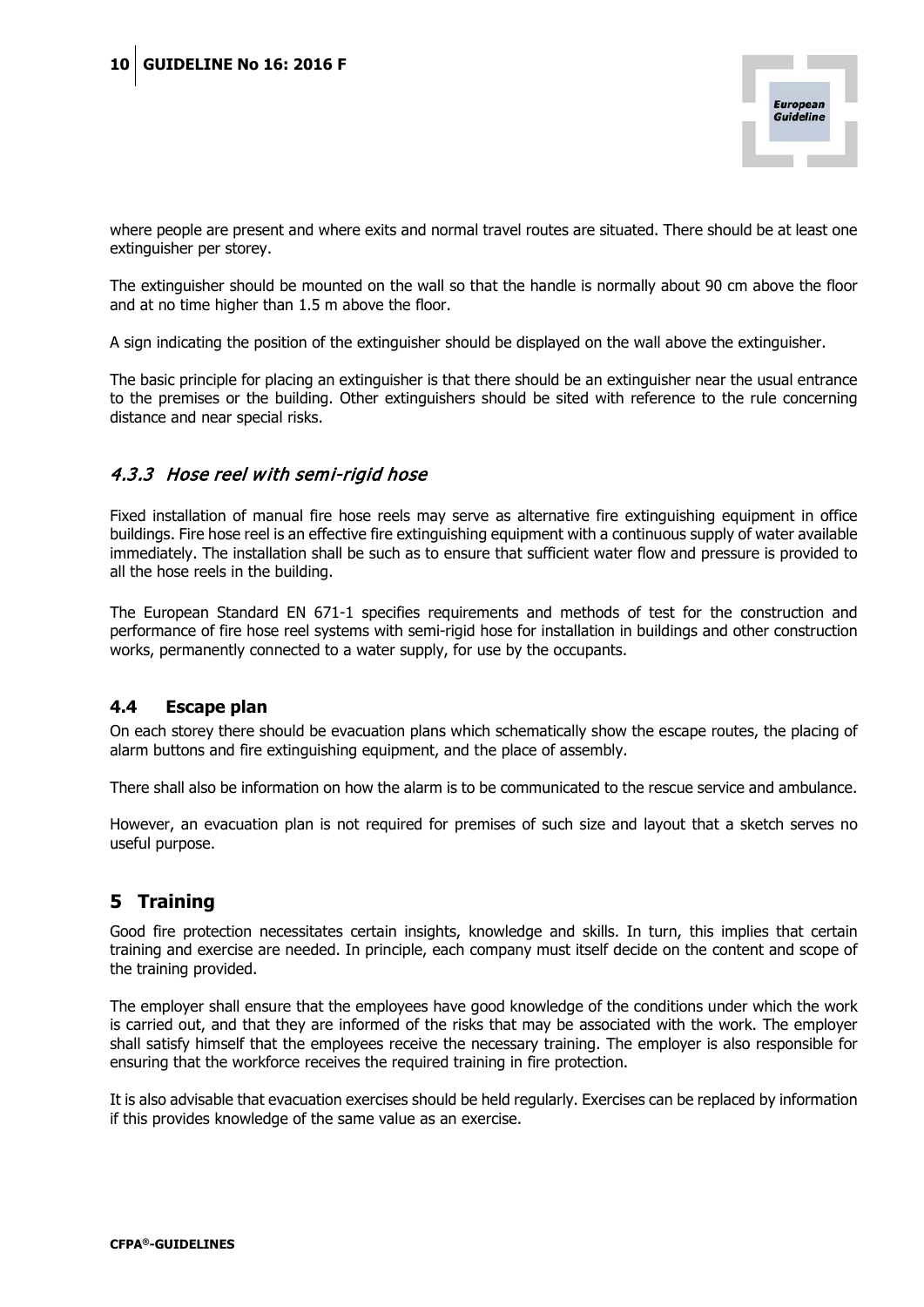where people are present and where exits and normal travel routes are situated. There should be at least one extinguisher per storey.

The extinguisher should be mounted on the wall so that the handle is normally about 90 cm above the floor and at no time higher than 1.5 m above the floor.

A sign indicating the position of the extinguisher should be displayed on the wall above the extinguisher.

The basic principle for placing an extinguisher is that there should be an extinguisher near the usual entrance to the premises or the building. Other extinguishers should be sited with reference to the rule concerning distance and near special risks.

### *4.3.3 Hose reel with semi-rigid hose*

Fixed installation of manual fire hose reels may serve as alternative fire extinguishing equipment in office buildings. Fire hose reel is an effective fire extinguishing equipment with a continuous supply of water available immediately. The installation shall be such as to ensure that sufficient water flow and pressure is provided to all the hose reels in the building.

The European Standard EN 671-1 specifies requirements and methods of test for the construction and performance of fire hose reel systems with semi-rigid hose for installation in buildings and other construction works, permanently connected to a water supply, for use by the occupants.

### 4.4 Escape plan

On each storey there should be evacuation plans which schematically show the escape routes, the placing of alarm buttons and fire extinguishing equipment, and the place of assembly.

There shall also be information on how the alarm is to be communicated to the rescue service and ambulance.

However, an evacuation plan is not required for premises of such size and layout that a sketch serves no useful purpose.

## 5 Training

Good fire protection necessitates certain insights, knowledge and skills. In turn, this implies that certain training and exercise are needed. In principle, each company must itself decide on the content and scope of the training provided.

The employer shall ensure that the employees have good knowledge of the conditions under which the work is carried out, and that they are informed of the risks that may be associated with the work. The employer shall satisfy himself that the employees receive the necessary training. The employer is also responsible for ensuring that the workforce receives the required training in fire protection.

It is also advisable that evacuation exercises should be held regularly. Exercises can be replaced by information if this provides knowledge of the same value as an exercise.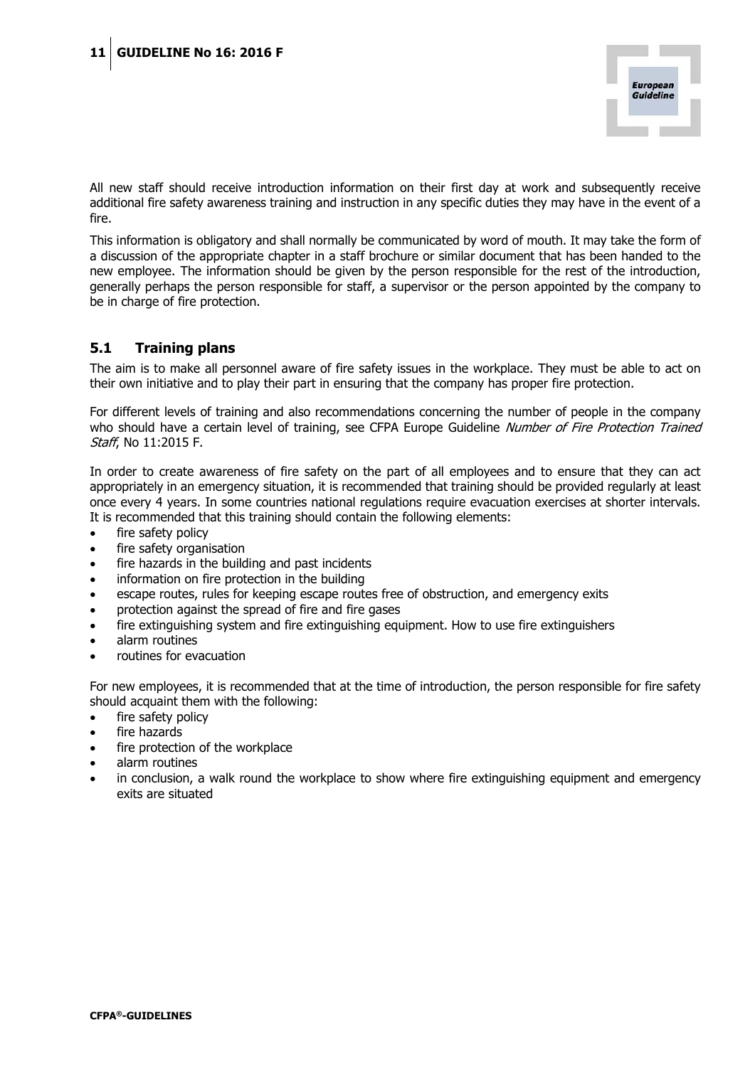All new staff should receive introduction information on their first day at work and subsequently receive additional fire safety awareness training and instruction in any specific duties they may have in the event of a fire.

This information is obligatory and shall normally be communicated by word of mouth. It may take the form of a discussion of the appropriate chapter in a staff brochure or similar document that has been handed to the new employee. The information should be given by the person responsible for the rest of the introduction, generally perhaps the person responsible for staff, a supervisor or the person appointed by the company to be in charge of fire protection.

## 5.1 Training plans

The aim is to make all personnel aware of fire safety issues in the workplace. They must be able to act on their own initiative and to play their part in ensuring that the company has proper fire protection.

For different levels of training and also recommendations concerning the number of people in the company who should have a certain level of training, see CFPA Europe Guideline *Number of Fire Protection Trained Staff*, No 11:2015 F.

In order to create awareness of fire safety on the part of all employees and to ensure that they can act appropriately in an emergency situation, it is recommended that training should be provided regularly at least once every 4 years. In some countries national regulations require evacuation exercises at shorter intervals. It is recommended that this training should contain the following elements:

- fire safety policy
- fire safety organisation
- fire hazards in the building and past incidents
- information on fire protection in the building
- escape routes, rules for keeping escape routes free of obstruction, and emergency exits
- protection against the spread of fire and fire gases
- fire extinguishing system and fire extinguishing equipment. How to use fire extinguishers
- alarm routines
- routines for evacuation

For new employees, it is recommended that at the time of introduction, the person responsible for fire safety should acquaint them with the following:

- fire safety policy
- fire hazards
- fire protection of the workplace
- alarm routines
- in conclusion, a walk round the workplace to show where fire extinguishing equipment and emergency exits are situated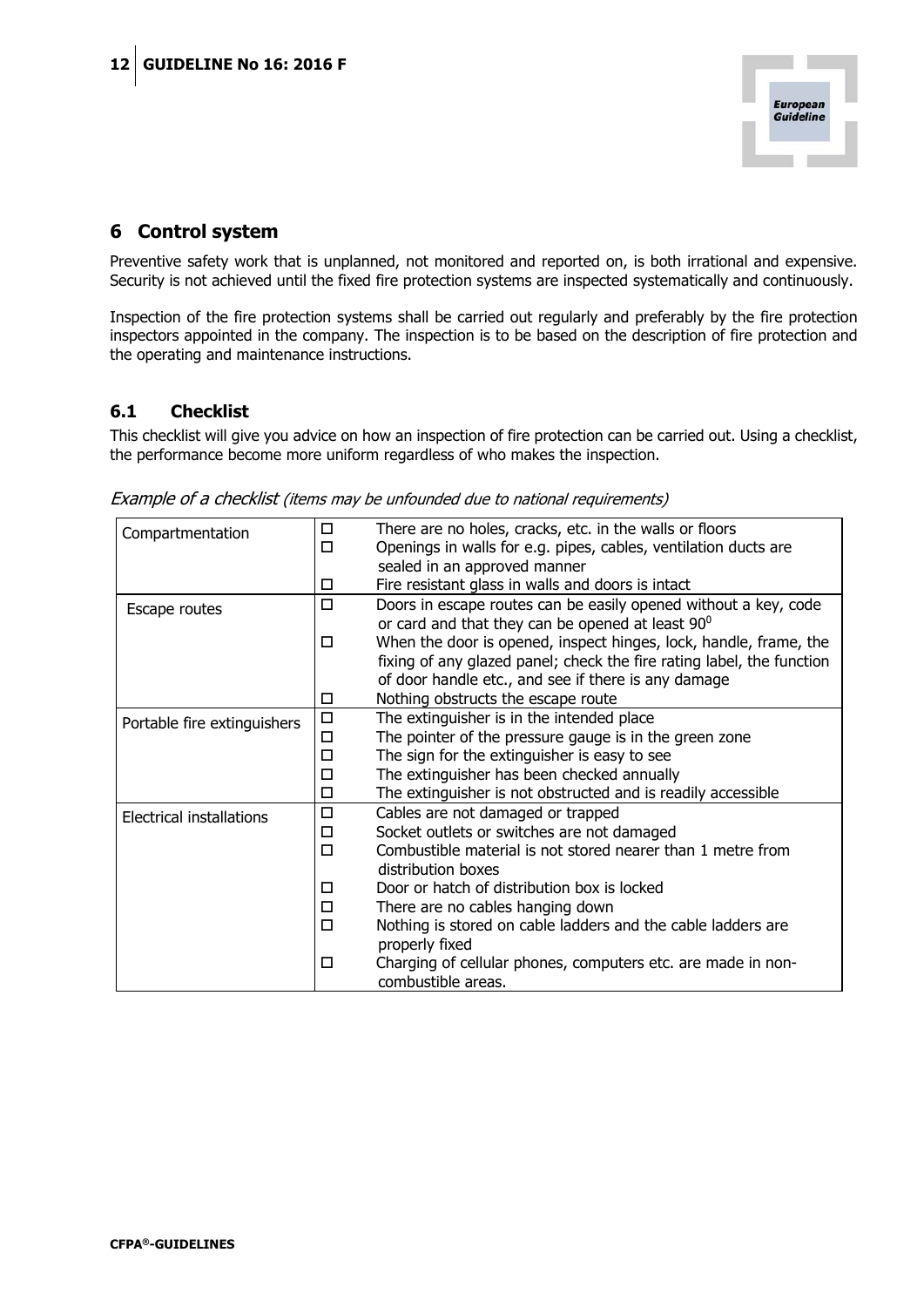## 6 Control system

Preventive safety work that is unplanned, not monitored and reported on, is both irrational and expensive. Security is not achieved until the fixed fire protection systems are inspected systematically and continuously.

Inspection of the fire protection systems shall be carried out regularly and preferably by the fire protection inspectors appointed in the company. The inspection is to be based on the description of fire protection and the operating and maintenance instructions.

### 6.1 Checklist

This checklist will give you advice on how an inspection of fire protection can be carried out. Using a checklist, the performance become more uniform regardless of who makes the inspection.

*Example of a checklist (items may be unfounded due to national requirements)*

| | | |
|---|---|---|
| Compartmentation | □ | There are no holes, cracks, etc. in the walls or floors |
| | □ | Openings in walls for e.g. pipes, cables, ventilation ducts are sealed in an approved manner |
| | □ | Fire resistant glass in walls and doors is intact |
| Escape routes | □ | Doors in escape routes can be easily opened without a key, code or card and that they can be opened at least $90^0$ |
| | □ | When the door is opened, inspect hinges, lock, handle, frame, the fixing of any glazed panel; check the fire rating label, the function of door handle etc., and see if there is any damage |
| | □ | Nothing obstructs the escape route |
| Portable fire extinguishers | □ | The extinguisher is in the intended place |
| | □ | The pointer of the pressure gauge is in the green zone |
| | □ | The sign for the extinguisher is easy to see |
| | □ | The extinguisher has been checked annually |
| | □ | The extinguisher is not obstructed and is readily accessible |
| Electrical installations | □ | Cables are not damaged or trapped |
| | □ | Socket outlets or switches are not damaged |
| | □ | Combustible material is not stored nearer than 1 metre from distribution boxes |
| | □ | Door or hatch of distribution box is locked |
| | □ | There are no cables hanging down |
| | □ | Nothing is stored on cable ladders and the cable ladders are properly fixed |
| | □ | Charging of cellular phones, computers etc. are made in non-combustible areas. |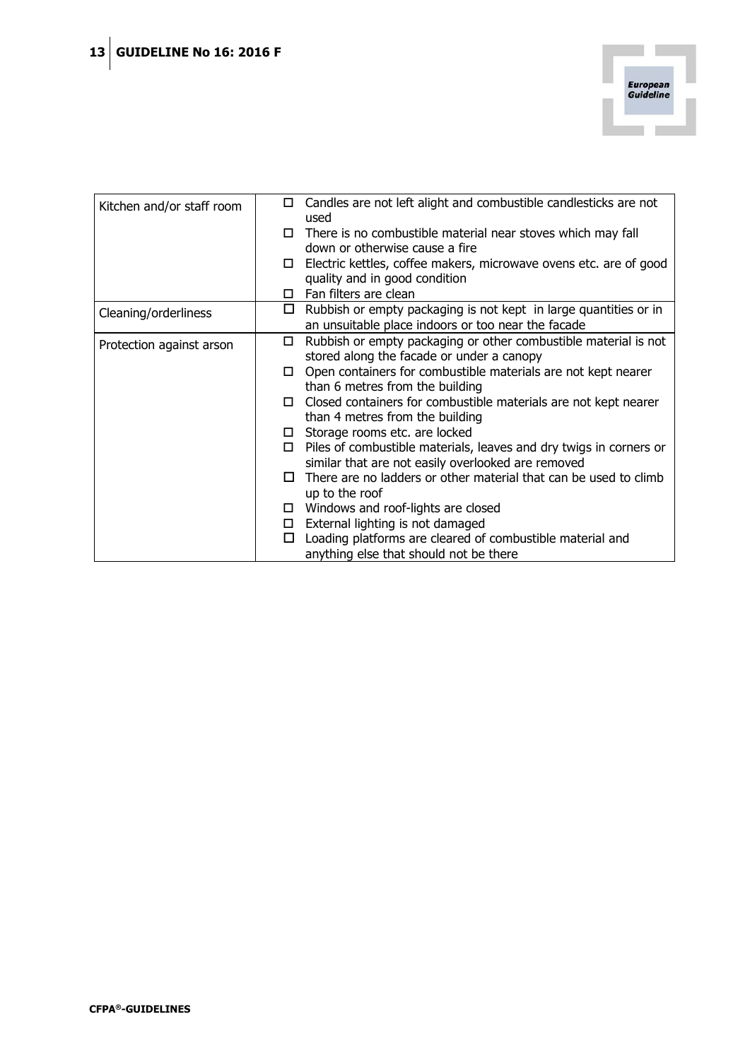| | |
|---|---|
| Kitchen and/or staff room | ☐ Candles are not left alight and combustible candlesticks are not used<br>☐ There is no combustible material near stoves which may fall down or otherwise cause a fire<br>☐ Electric kettles, coffee makers, microwave ovens etc. are of good quality and in good condition<br>☐ Fan filters are clean |
| Cleaning/orderliness | ☐ Rubbish or empty packaging is not kept in large quantities or in an unsuitable place indoors or too near the facade |
| Protection against arson | ☐ Rubbish or empty packaging or other combustible material is not stored along the facade or under a canopy<br>☐ Open containers for combustible materials are not kept nearer than 6 metres from the building<br>☐ Closed containers for combustible materials are not kept nearer than 4 metres from the building<br>☐ Storage rooms etc. are locked<br>☐ Piles of combustible materials, leaves and dry twigs in corners or similar that are not easily overlooked are removed<br>☐ There are no ladders or other material that can be used to climb up to the roof<br>☐ Windows and roof-lights are closed<br>☐ External lighting is not damaged<br>☐ Loading platforms are cleared of combustible material and anything else that should not be there |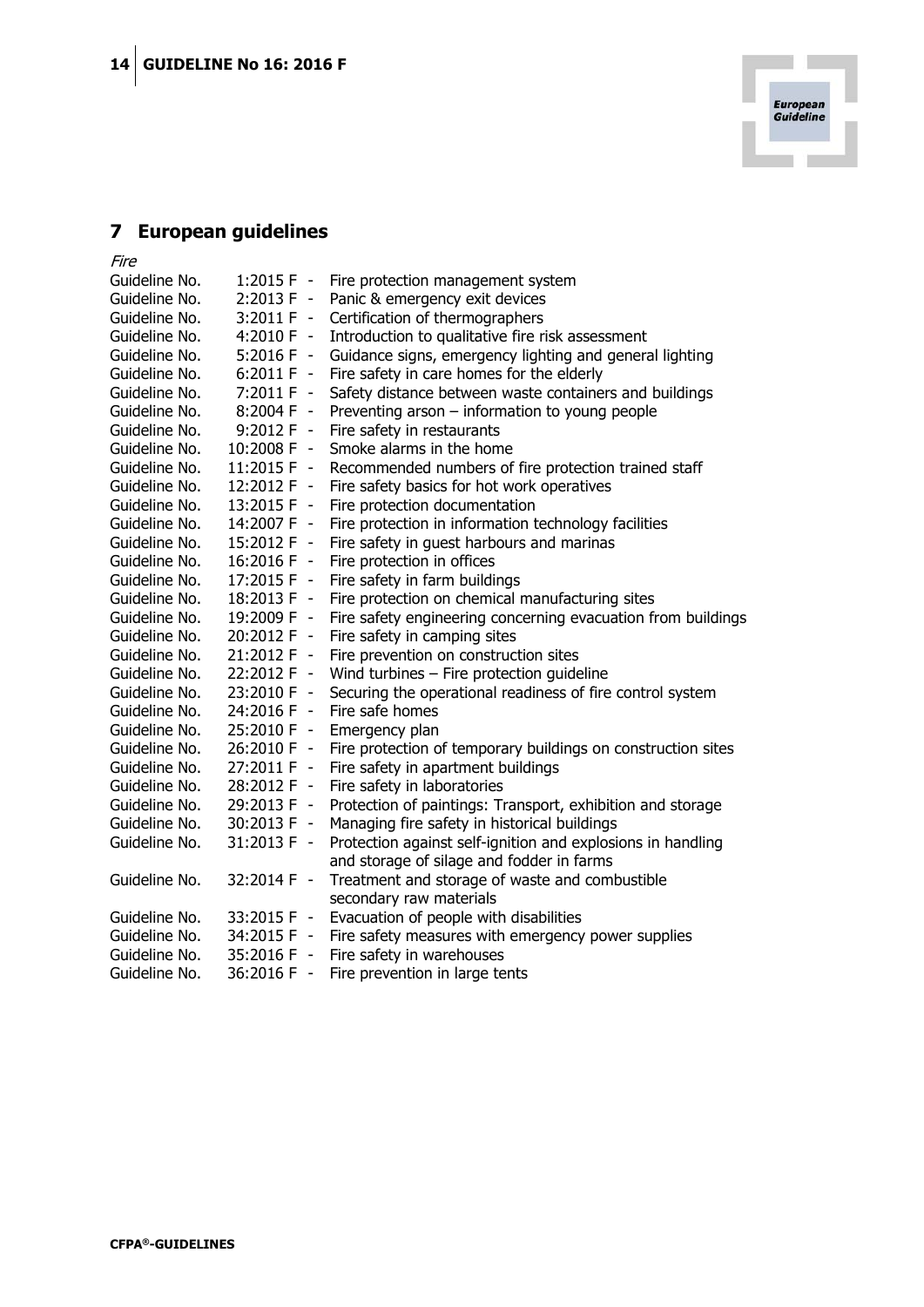## 7 European guidelines

*Fire*

Guideline No. 1:2015 F - Fire protection management system
Guideline No. 2:2013 F - Panic & emergency exit devices
Guideline No. 3:2011 F - Certification of thermographers
Guideline No. 4:2010 F - Introduction to qualitative fire risk assessment
Guideline No. 5:2016 F - Guidance signs, emergency lighting and general lighting
Guideline No. 6:2011 F - Fire safety in care homes for the elderly
Guideline No. 7:2011 F - Safety distance between waste containers and buildings
Guideline No. 8:2004 F - Preventing arson – information to young people
Guideline No. 9:2012 F - Fire safety in restaurants
Guideline No. 10:2008 F - Smoke alarms in the home
Guideline No. 11:2015 F - Recommended numbers of fire protection trained staff
Guideline No. 12:2012 F - Fire safety basics for hot work operatives
Guideline No. 13:2015 F - Fire protection documentation
Guideline No. 14:2007 F - Fire protection in information technology facilities
Guideline No. 15:2012 F - Fire safety in guest harbours and marinas
Guideline No. 16:2016 F - Fire protection in offices
Guideline No. 17:2015 F - Fire safety in farm buildings
Guideline No. 18:2013 F - Fire protection on chemical manufacturing sites
Guideline No. 19:2009 F - Fire safety engineering concerning evacuation from buildings
Guideline No. 20:2012 F - Fire safety in camping sites
Guideline No. 21:2012 F - Fire prevention on construction sites
Guideline No. 22:2012 F - Wind turbines – Fire protection guideline
Guideline No. 23:2010 F - Securing the operational readiness of fire control system
Guideline No. 24:2016 F - Fire safe homes
Guideline No. 25:2010 F - Emergency plan
Guideline No. 26:2010 F - Fire protection of temporary buildings on construction sites
Guideline No. 27:2011 F - Fire safety in apartment buildings
Guideline No. 28:2012 F - Fire safety in laboratories
Guideline No. 29:2013 F - Protection of paintings: Transport, exhibition and storage
Guideline No. 30:2013 F - Managing fire safety in historical buildings
Guideline No. 31:2013 F - Protection against self-ignition and explosions in handling and storage of silage and fodder in farms
Guideline No. 32:2014 F - Treatment and storage of waste and combustible secondary raw materials
Guideline No. 33:2015 F - Evacuation of people with disabilities
Guideline No. 34:2015 F - Fire safety measures with emergency power supplies
Guideline No. 35:2016 F - Fire safety in warehouses
Guideline No. 36:2016 F - Fire prevention in large tents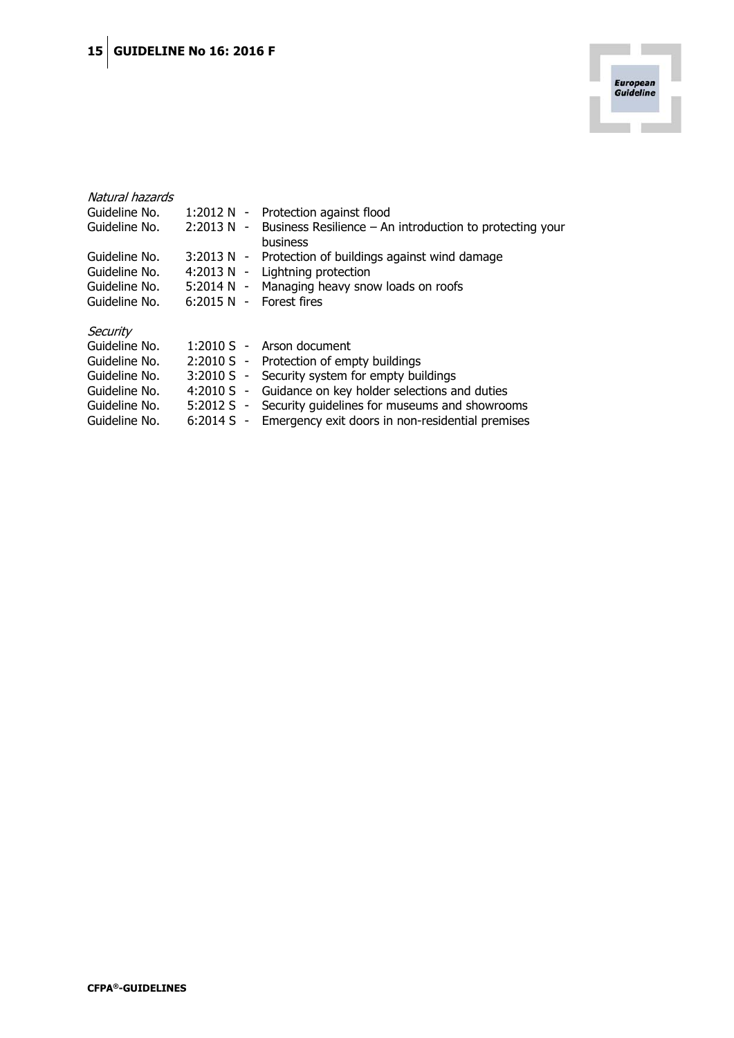*Natural hazards*

Guideline No. 1:2012 N - Protection against flood
Guideline No. 2:2013 N - Business Resilience – An introduction to protecting your business
Guideline No. 3:2013 N - Protection of buildings against wind damage
Guideline No. 4:2013 N - Lightning protection
Guideline No. 5:2014 N - Managing heavy snow loads on roofs
Guideline No. 6:2015 N - Forest fires

*Security*

Guideline No. 1:2010 S - Arson document
Guideline No. 2:2010 S - Protection of empty buildings
Guideline No. 3:2010 S - Security system for empty buildings
Guideline No. 4:2010 S - Guidance on key holder selections and duties
Guideline No. 5:2012 S - Security guidelines for museums and showrooms
Guideline No. 6:2014 S - Emergency exit doors in non-residential premises